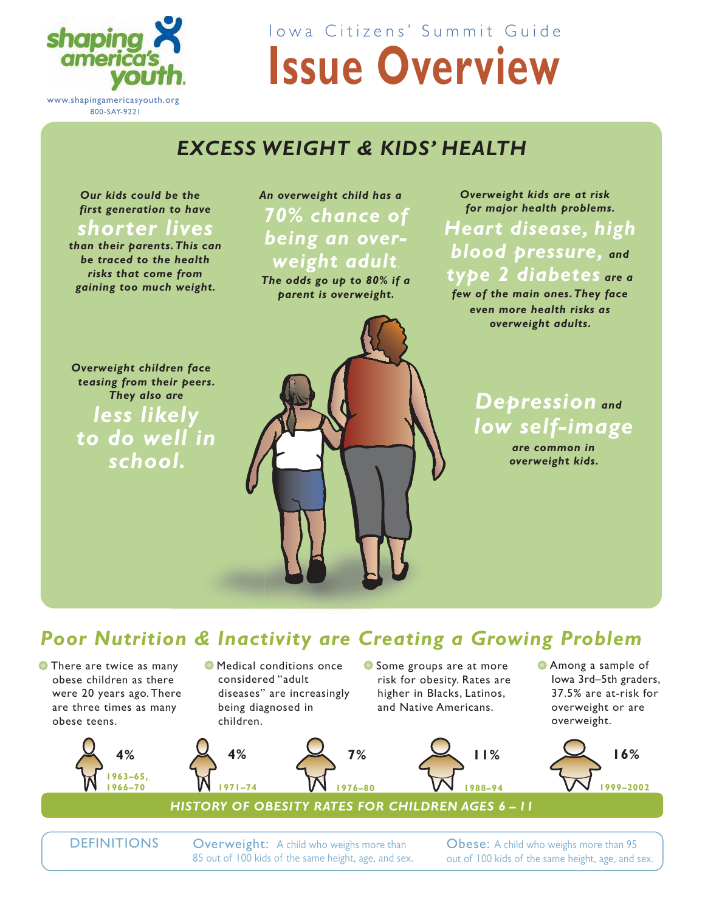shaping america's youth

www.shapingamericasyouth.org
800-SAY-9221

Iowa Citizens' Summit Guide

# Issue Overview

## EXCESS WEIGHT & KIDS' HEALTH

*Our kids could be the first generation to have* ***shorter lives*** *than their parents. This can be traced to the health risks that come from gaining too much weight.*

*An overweight child has a* ***70% chance of being an overweight adult****. The odds go up to 80% if a parent is overweight.*

*Overweight kids are at risk for major health problems.* ***Heart disease, high blood pressure,*** *and* ***type 2 diabetes*** *are a few of the main ones. They face even more health risks as overweight adults.*

*Overweight children face teasing from their peers. They also are* ***less likely to do well in school.***

***Depression*** *and* ***low self-image*** *are common in overweight kids.*

## Poor Nutrition & Inactivity are Creating a Growing Problem

- There are twice as many obese children as there were 20 years ago. There are three times as many obese teens.
- Medical conditions once considered "adult diseases" are increasingly being diagnosed in children.
- Some groups are at more risk for obesity. Rates are higher in Blacks, Latinos, and Native Americans.
- Among a sample of Iowa 3rd–5th graders, 37.5% are at-risk for overweight or are overweight.

**HISTORY OF OBESITY RATES FOR CHILDREN AGES 6 – 11**

| 1963–65, 1966–70 | 1971–74 | 1976–80 | 1988–94 | 1999–2002 |
|---|---|---|---|---|
| 4% | 4% | 7% | 11% | 16% |

**DEFINITIONS**

**Overweight:** A child who weighs more than 85 out of 100 kids of the same height, age, and sex.

**Obese:** A child who weighs more than 95 out of 100 kids of the same height, age, and sex.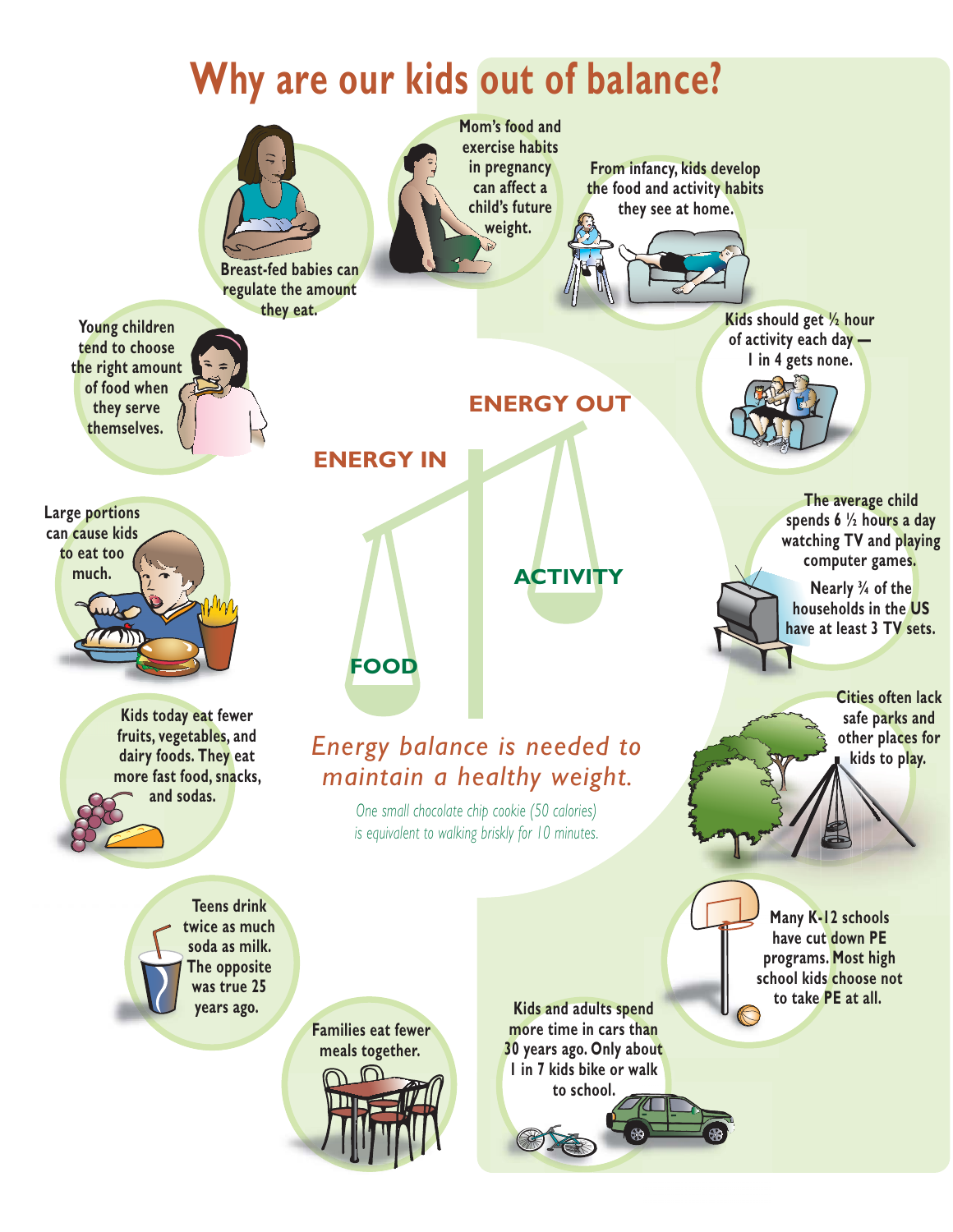# Why are our kids out of balance?

Breast-fed babies can regulate the amount they eat.

Mom's food and exercise habits in pregnancy can affect a child's future weight.

From infancy, kids develop the food and activity habits they see at home.

Young children tend to choose the right amount of food when they serve themselves.

Kids should get ½ hour of activity each day — 1 in 4 gets none.

ENERGY OUT

ENERGY IN

Large portions can cause kids to eat too much.

The average child spends 6 ½ hours a day watching TV and playing computer games.

Nearly ¾ of the households in the US have at least 3 TV sets.

ACTIVITY

FOOD

Kids today eat fewer fruits, vegetables, and dairy foods. They eat more fast food, snacks, and sodas.

*Energy balance is needed to maintain a healthy weight.*

*One small chocolate chip cookie (50 calories) is equivalent to walking briskly for 10 minutes.*

Cities often lack safe parks and other places for kids to play.

Teens drink twice as much soda as milk. The opposite was true 25 years ago.

Many K-12 schools have cut down PE programs. Most high school kids choose not to take PE at all.

Families eat fewer meals together.

Kids and adults spend more time in cars than 30 years ago. Only about 1 in 7 kids bike or walk to school.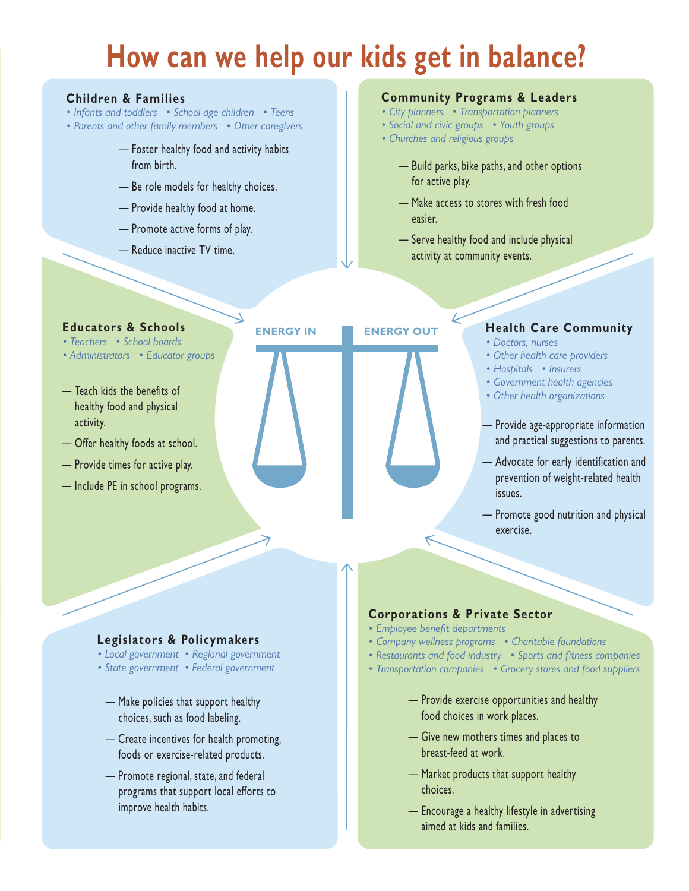# How can we help our kids get in balance?

## Children & Families

*• Infants and toddlers • School-age children • Teens*
*• Parents and other family members • Other caregivers*

— Foster healthy food and activity habits from birth.

— Be role models for healthy choices.

— Provide healthy food at home.

— Promote active forms of play.

— Reduce inactive TV time.

## Community Programs & Leaders

*• City planners • Transportation planners*
*• Social and civic groups • Youth groups*
*• Churches and religious groups*

— Build parks, bike paths, and other options for active play.

— Make access to stores with fresh food easier.

— Serve healthy food and include physical activity at community events.

## Educators & Schools

*• Teachers • School boards*
*• Administrators • Educator groups*

— Teach kids the benefits of healthy food and physical activity.

— Offer healthy foods at school.

— Provide times for active play.

— Include PE in school programs.

ENERGY IN | ENERGY OUT

## Health Care Community

*• Doctors, nurses*
*• Other health care providers*
*• Hospitals • Insurers*
*• Government health agencies*
*• Other health organizations*

— Provide age-appropriate information and practical suggestions to parents.

— Advocate for early identification and prevention of weight-related health issues.

— Promote good nutrition and physical exercise.

## Legislators & Policymakers

*• Local government • Regional government*
*• State government • Federal government*

— Make policies that support healthy choices, such as food labeling.

— Create incentives for health promoting, foods or exercise-related products.

— Promote regional, state, and federal programs that support local efforts to improve health habits.

## Corporations & Private Sector

*• Employee benefit departments*
*• Company wellness programs • Charitable foundations*
*• Restaurants and food industry • Sports and fitness companies*
*• Transportation companies • Grocery stores and food suppliers*

— Provide exercise opportunities and healthy food choices in work places.

— Give new mothers times and places to breast-feed at work.

— Market products that support healthy choices.

— Encourage a healthy lifestyle in advertising aimed at kids and families.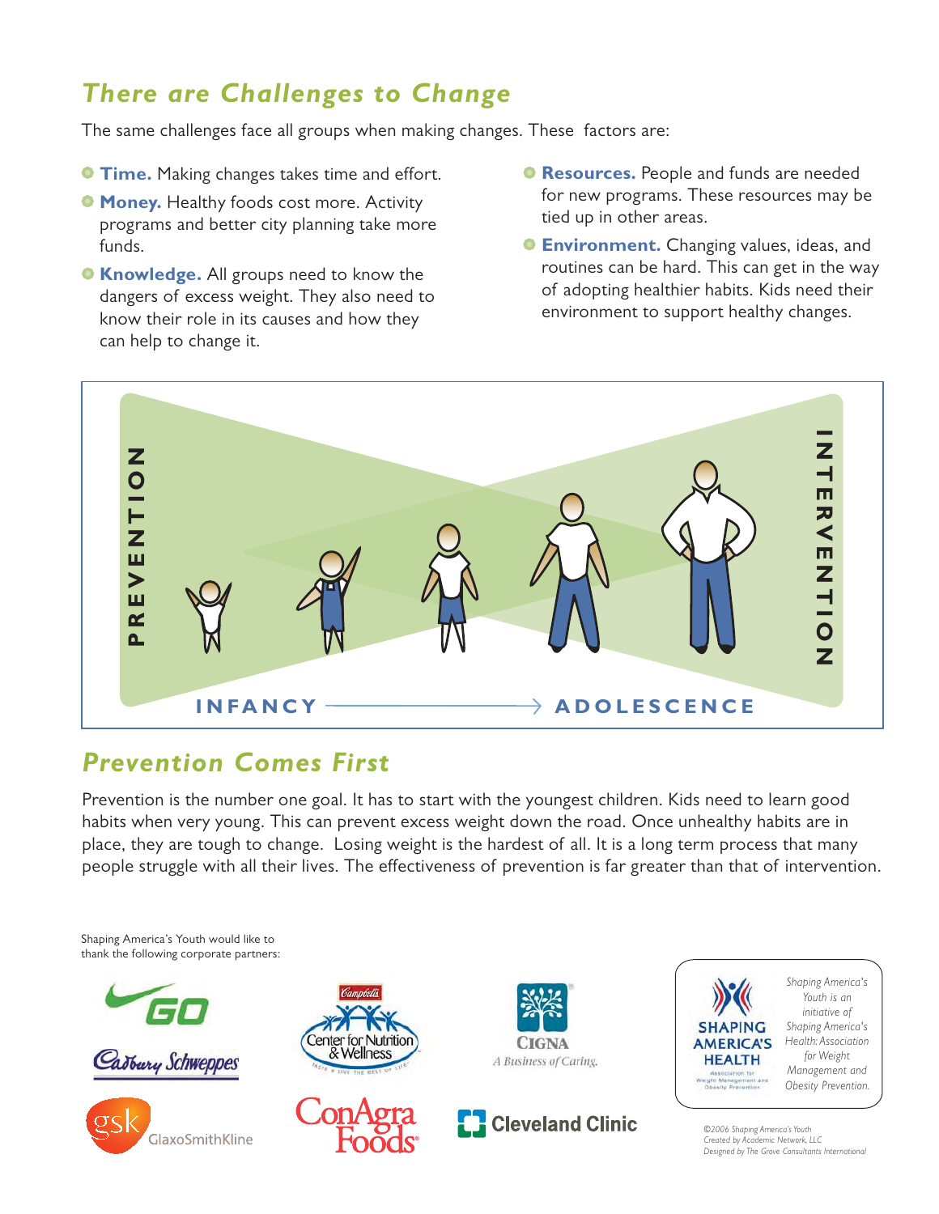## There are Challenges to Change

The same challenges face all groups when making changes. These factors are:

- **Time.** Making changes takes time and effort.
- **Money.** Healthy foods cost more. Activity programs and better city planning take more funds.
- **Knowledge.** All groups need to know the dangers of excess weight. They also need to know their role in its causes and how they can help to change it.
- **Resources.** People and funds are needed for new programs. These resources may be tied up in other areas.
- **Environment.** Changing values, ideas, and routines can be hard. This can get in the way of adopting healthier habits. Kids need their environment to support healthy changes.

PREVENTION

INTERVENTION

INFANCY → ADOLESCENCE

## Prevention Comes First

Prevention is the number one goal. It has to start with the youngest children. Kids need to learn good habits when very young. This can prevent excess weight down the road. Once unhealthy habits are in place, they are tough to change. Losing weight is the hardest of all. It is a long term process that many people struggle with all their lives. The effectiveness of prevention is far greater than that of intervention.

Shaping America's Youth would like to thank the following corporate partners:

GO

Cadbury Schweppes

gsk GlaxoSmithKline

Campbell's Center for Nutrition & Wellness

ConAgra Foods

CIGNA *A Business of Caring.*

Cleveland Clinic

SHAPING AMERICA'S HEALTH Association for Weight Management and Obesity Prevention

*Shaping America's Youth is an initiative of Shaping America's Health: Association for Weight Management and Obesity Prevention.*

*©2006 Shaping America's Youth*
*Created by Academic Network, LLC*
*Designed by The Grove Consultants International*